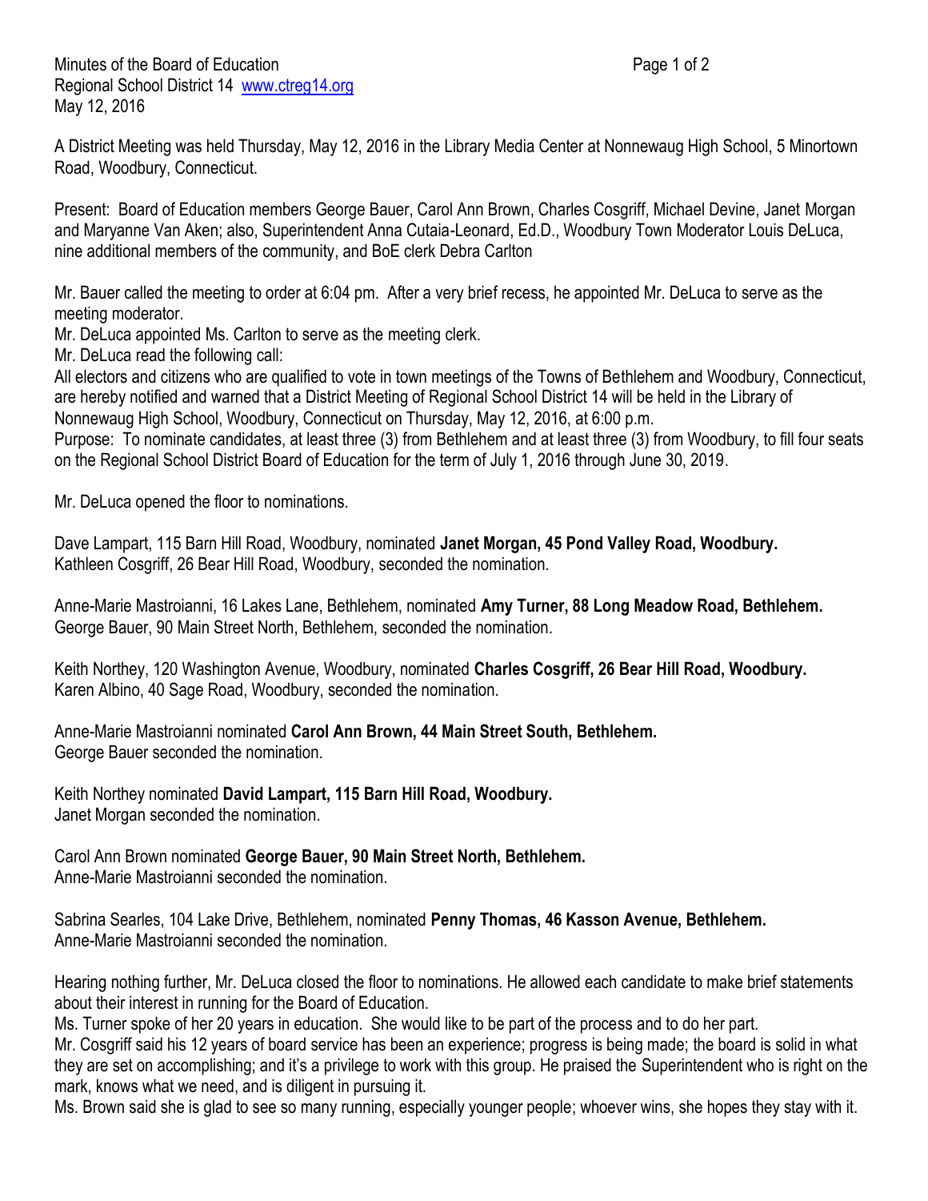Minutes of the Board of Education
Regional School District 14 www.ctreg14.org
May 12, 2016

A District Meeting was held Thursday, May 12, 2016 in the Library Media Center at Nonnewaug High School, 5 Minortown Road, Woodbury, Connecticut.

Present: Board of Education members George Bauer, Carol Ann Brown, Charles Cosgriff, Michael Devine, Janet Morgan and Maryanne Van Aken; also, Superintendent Anna Cutaia-Leonard, Ed.D., Woodbury Town Moderator Louis DeLuca, nine additional members of the community, and BoE clerk Debra Carlton

Mr. Bauer called the meeting to order at 6:04 pm. After a very brief recess, he appointed Mr. DeLuca to serve as the meeting moderator.
Mr. DeLuca appointed Ms. Carlton to serve as the meeting clerk.
Mr. DeLuca read the following call:
All electors and citizens who are qualified to vote in town meetings of the Towns of Bethlehem and Woodbury, Connecticut, are hereby notified and warned that a District Meeting of Regional School District 14 will be held in the Library of Nonnewaug High School, Woodbury, Connecticut on Thursday, May 12, 2016, at 6:00 p.m.
Purpose: To nominate candidates, at least three (3) from Bethlehem and at least three (3) from Woodbury, to fill four seats on the Regional School District Board of Education for the term of July 1, 2016 through June 30, 2019.

Mr. DeLuca opened the floor to nominations.

Dave Lampart, 115 Barn Hill Road, Woodbury, nominated **Janet Morgan, 45 Pond Valley Road, Woodbury.**
Kathleen Cosgriff, 26 Bear Hill Road, Woodbury, seconded the nomination.

Anne-Marie Mastroianni, 16 Lakes Lane, Bethlehem, nominated **Amy Turner, 88 Long Meadow Road, Bethlehem.**
George Bauer, 90 Main Street North, Bethlehem, seconded the nomination.

Keith Northey, 120 Washington Avenue, Woodbury, nominated **Charles Cosgriff, 26 Bear Hill Road, Woodbury.**
Karen Albino, 40 Sage Road, Woodbury, seconded the nomination.

Anne-Marie Mastroianni nominated **Carol Ann Brown, 44 Main Street South, Bethlehem.**
George Bauer seconded the nomination.

Keith Northey nominated **David Lampart, 115 Barn Hill Road, Woodbury.**
Janet Morgan seconded the nomination.

Carol Ann Brown nominated **George Bauer, 90 Main Street North, Bethlehem.**
Anne-Marie Mastroianni seconded the nomination.

Sabrina Searles, 104 Lake Drive, Bethlehem, nominated **Penny Thomas, 46 Kasson Avenue, Bethlehem.**
Anne-Marie Mastroianni seconded the nomination.

Hearing nothing further, Mr. DeLuca closed the floor to nominations. He allowed each candidate to make brief statements about their interest in running for the Board of Education.
Ms. Turner spoke of her 20 years in education. She would like to be part of the process and to do her part.
Mr. Cosgriff said his 12 years of board service has been an experience; progress is being made; the board is solid in what they are set on accomplishing; and it's a privilege to work with this group. He praised the Superintendent who is right on the mark, knows what we need, and is diligent in pursuing it.
Ms. Brown said she is glad to see so many running, especially younger people; whoever wins, she hopes they stay with it.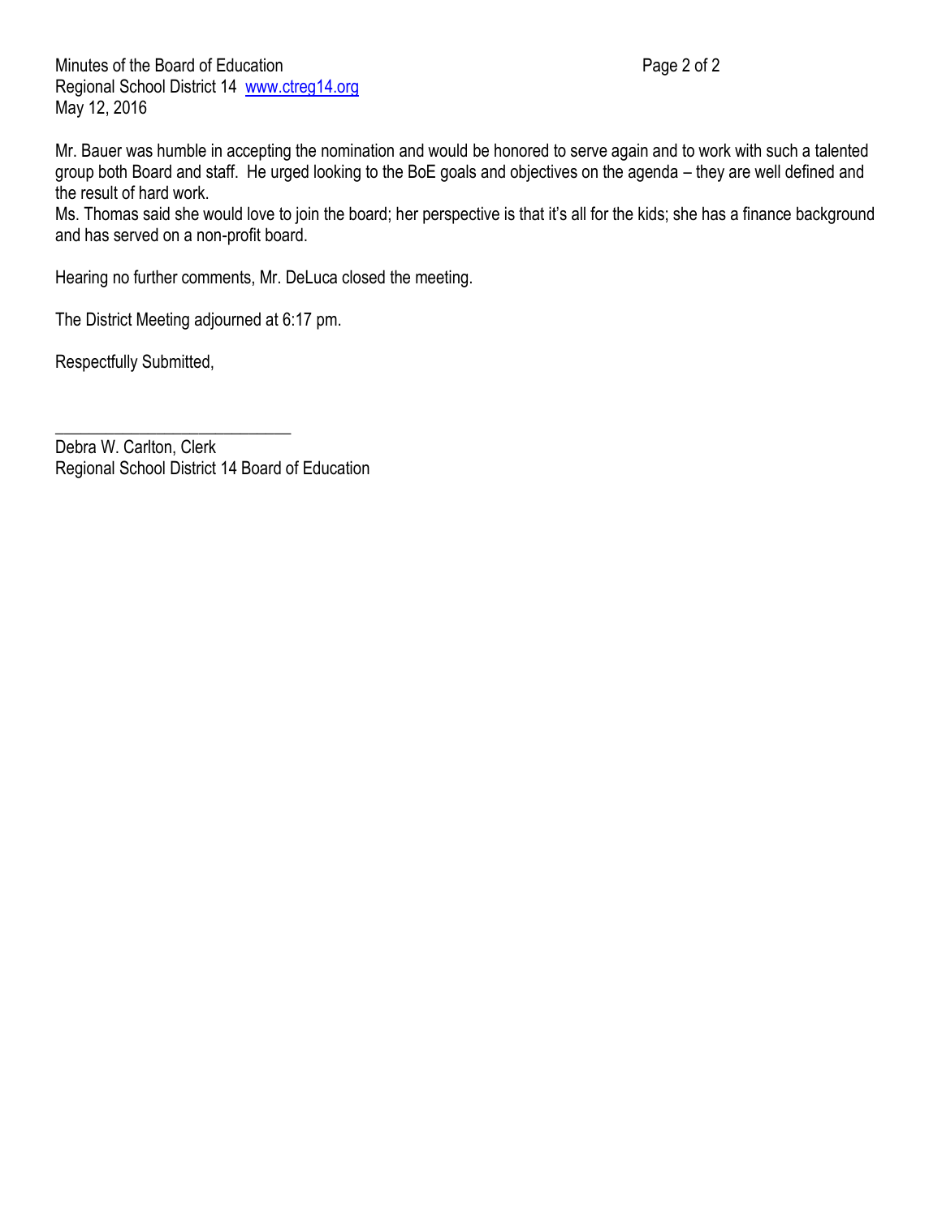Mr. Bauer was humble in accepting the nomination and would be honored to serve again and to work with such a talented group both Board and staff. He urged looking to the BoE goals and objectives on the agenda – they are well defined and the result of hard work.
Ms. Thomas said she would love to join the board; her perspective is that it's all for the kids; she has a finance background and has served on a non-profit board.

Hearing no further comments, Mr. DeLuca closed the meeting.

The District Meeting adjourned at 6:17 pm.

Respectfully Submitted,

\_\_\_\_\_\_\_\_\_\_\_\_\_\_\_\_\_\_\_\_\_\_\_\_\_\_\_\_\_\_\_\_

Debra W. Carlton, Clerk
Regional School District 14 Board of Education